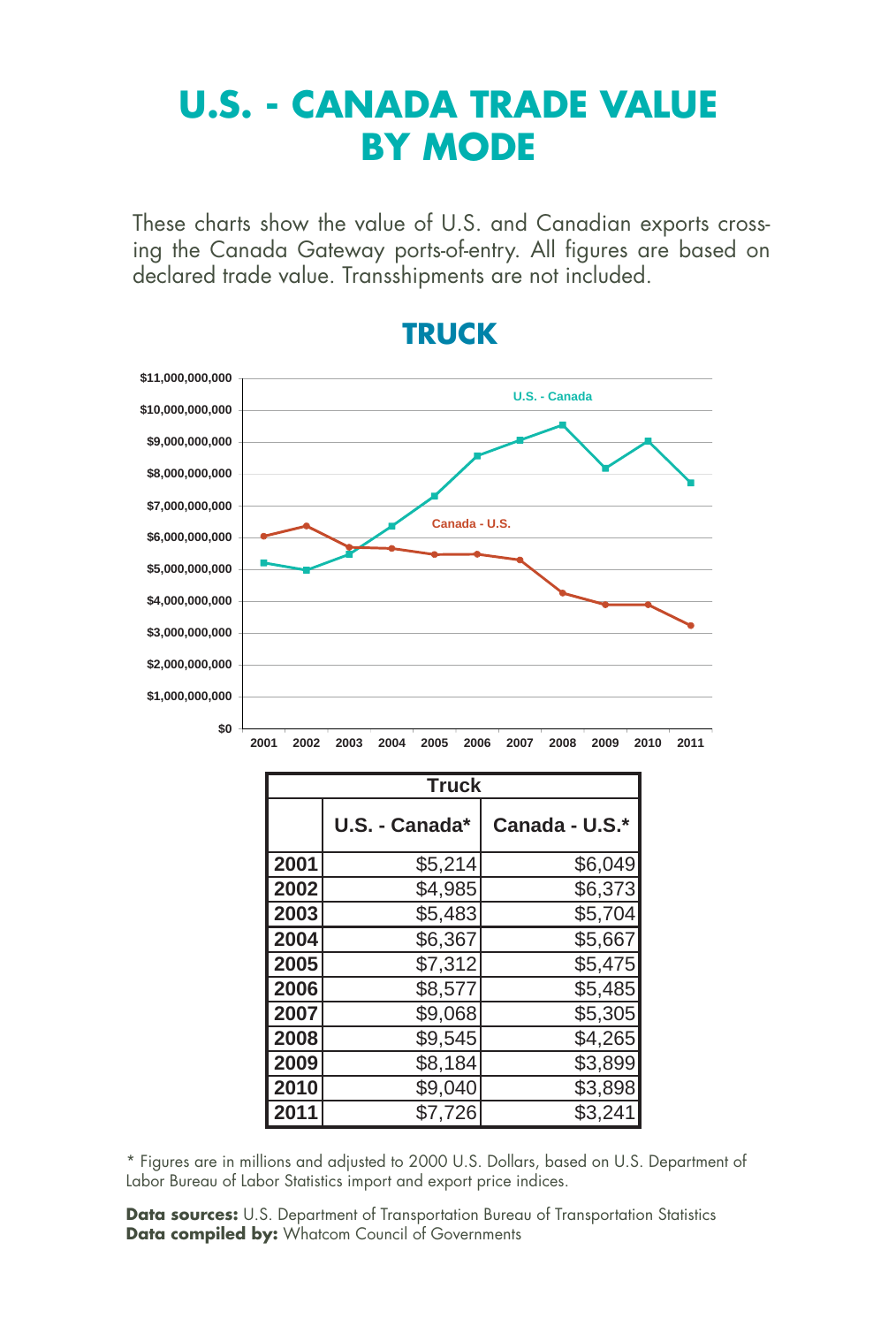# U.S. - CANADA TRADE VALUE BY MODE

These charts show the value of U.S. and Canadian exports crossing the Canada Gateway ports-of-entry. All figures are based on declared trade value. Transshipments are not included.

## TRUCK

| Truck | | |
|---|---|---|
| | U.S. - Canada* | Canada - U.S.* |
| 2001 | $5,214 | $6,049 |
| 2002 | $4,985 | $6,373 |
| 2003 | $5,483 | $5,704 |
| 2004 | $6,367 | $5,667 |
| 2005 | $7,312 | $5,475 |
| 2006 | $8,577 | $5,485 |
| 2007 | $9,068 | $5,305 |
| 2008 | $9,545 | $4,265 |
| 2009 | $8,184 | $3,899 |
| 2010 | $9,040 | $3,898 |
| 2011 | $7,726 | $3,241 |

* Figures are in millions and adjusted to 2000 U.S. Dollars, based on U.S. Department of Labor Bureau of Labor Statistics import and export price indices.

**Data sources:** U.S. Department of Transportation Bureau of Transportation Statistics
**Data compiled by:** Whatcom Council of Governments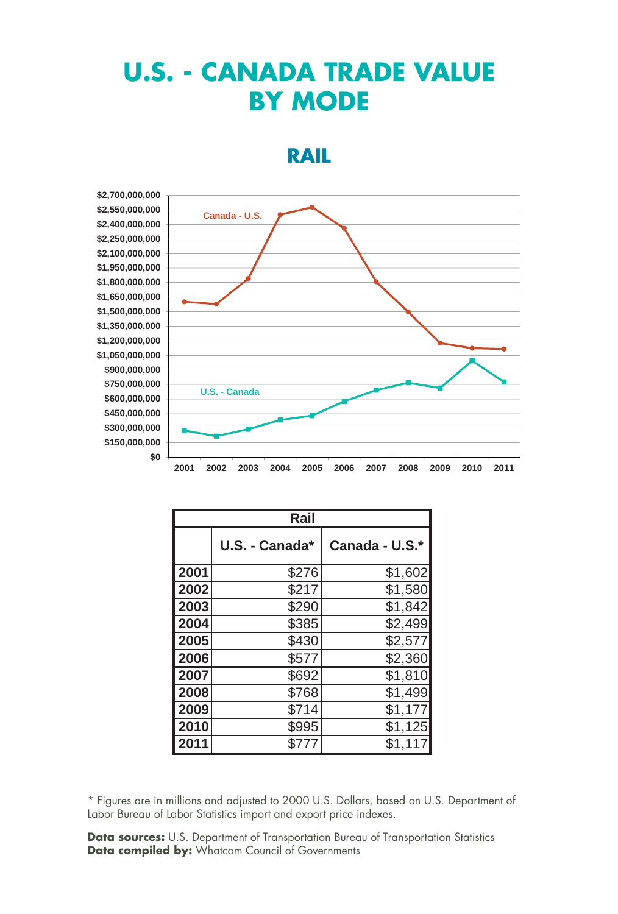# U.S. - CANADA TRADE VALUE BY MODE

## RAIL

| Rail | | |
|---|---|---|
| | U.S. - Canada* | Canada - U.S.* |
| 2001 | $276 | $1,602 |
| 2002 | $217 | $1,580 |
| 2003 | $290 | $1,842 |
| 2004 | $385 | $2,499 |
| 2005 | $430 | $2,577 |
| 2006 | $577 | $2,360 |
| 2007 | $692 | $1,810 |
| 2008 | $768 | $1,499 |
| 2009 | $714 | $1,177 |
| 2010 | $995 | $1,125 |
| 2011 | $777 | $1,117 |

* Figures are in millions and adjusted to 2000 U.S. Dollars, based on U.S. Department of Labor Bureau of Labor Statistics import and export price indexes.

**Data sources:** U.S. Department of Transportation Bureau of Transportation Statistics
**Data compiled by:** Whatcom Council of Governments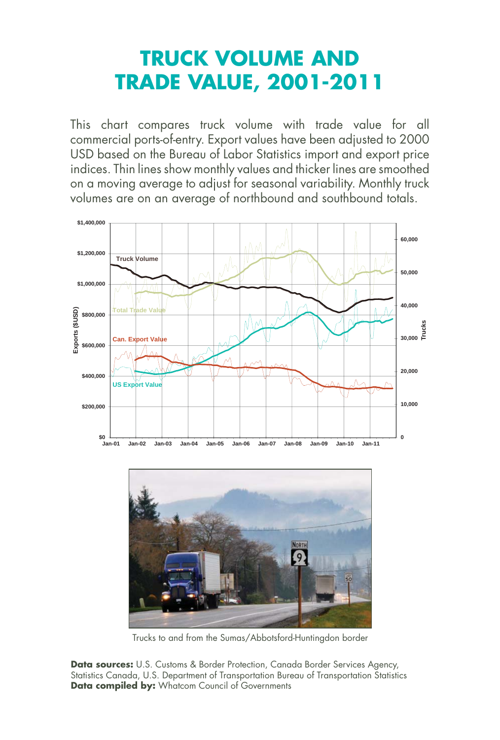# TRUCK VOLUME AND TRADE VALUE, 2001-2011

This chart compares truck volume with trade value for all commercial ports-of-entry. Export values have been adjusted to 2000 USD based on the Bureau of Labor Statistics import and export price indices. Thin lines show monthly values and thicker lines are smoothed on a moving average to adjust for seasonal variability. Monthly truck volumes are on an average of northbound and southbound totals.

Truck Volume
Total Trade Value
Can. Export Value
US Export Value

Exports ($USD)
$1,400,000
$1,200,000
$1,000,000
$800,000
$600,000
$400,000
$200,000
$0

Trucks
60,000
50,000
40,000
30,000
20,000
10,000
0

Jan-01 Jan-02 Jan-03 Jan-04 Jan-05 Jan-06 Jan-07 Jan-08 Jan-09 Jan-10 Jan-11

Trucks to and from the Sumas/Abbotsford-Huntingdon border

**Data sources:** U.S. Customs & Border Protection, Canada Border Services Agency, Statistics Canada, U.S. Department of Transportation Bureau of Transportation Statistics
**Data compiled by:** Whatcom Council of Governments